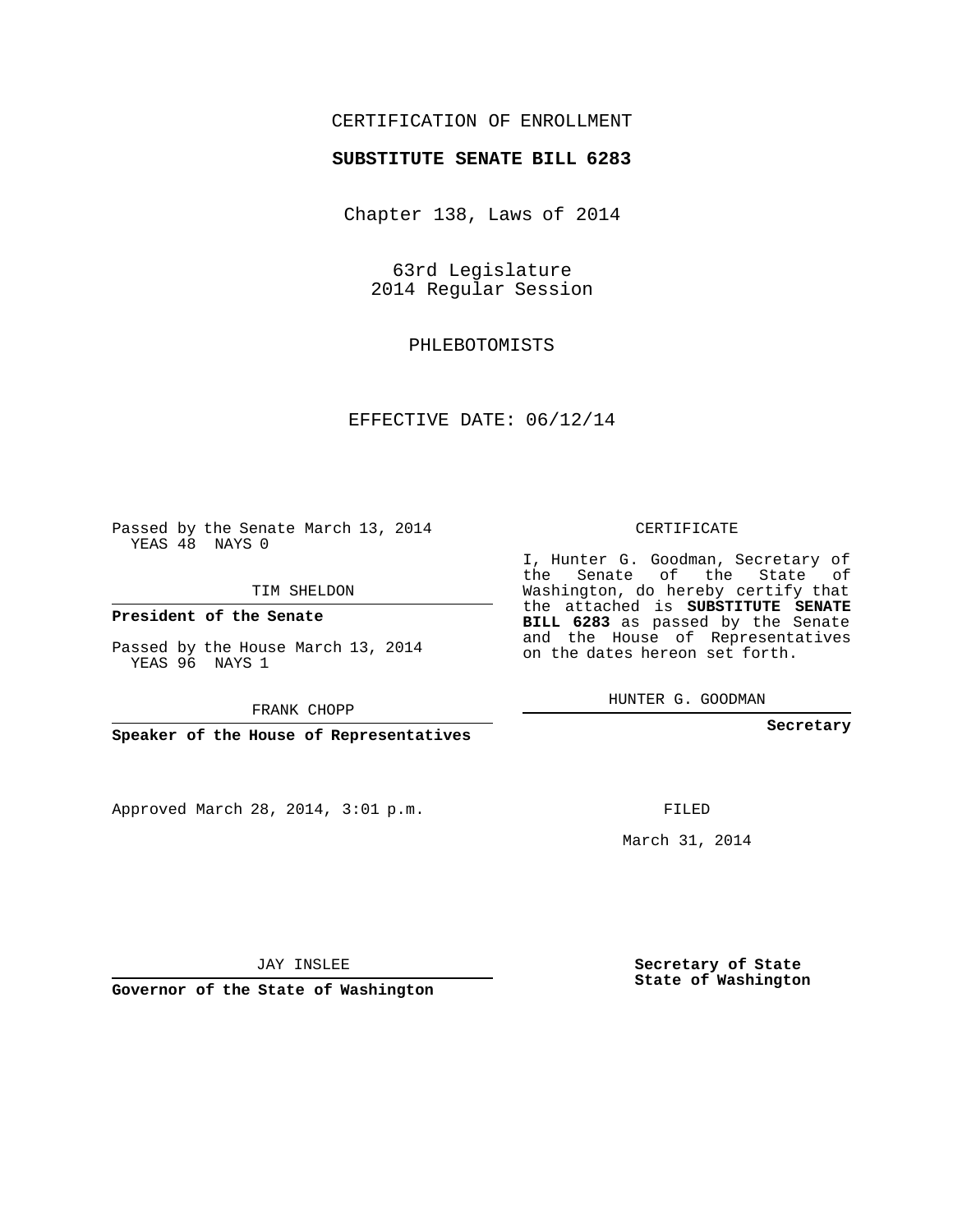CERTIFICATION OF ENROLLMENT

**SUBSTITUTE SENATE BILL 6283**

Chapter 138, Laws of 2014

63rd Legislature
2014 Regular Session

PHLEBOTOMISTS

EFFECTIVE DATE: 06/12/14

Passed by the Senate March 13, 2014
YEAS 48 NAYS 0

TIM SHELDON

**President of the Senate**

Passed by the House March 13, 2014
YEAS 96 NAYS 1

FRANK CHOPP

**Speaker of the House of Representatives**

CERTIFICATE

I, Hunter G. Goodman, Secretary of the Senate of the State of Washington, do hereby certify that the attached is **SUBSTITUTE SENATE BILL 6283** as passed by the Senate and the House of Representatives on the dates hereon set forth.

HUNTER G. GOODMAN

**Secretary**

Approved March 28, 2014, 3:01 p.m.

FILED

March 31, 2014

JAY INSLEE

**Governor of the State of Washington**

**Secretary of State**
**State of Washington**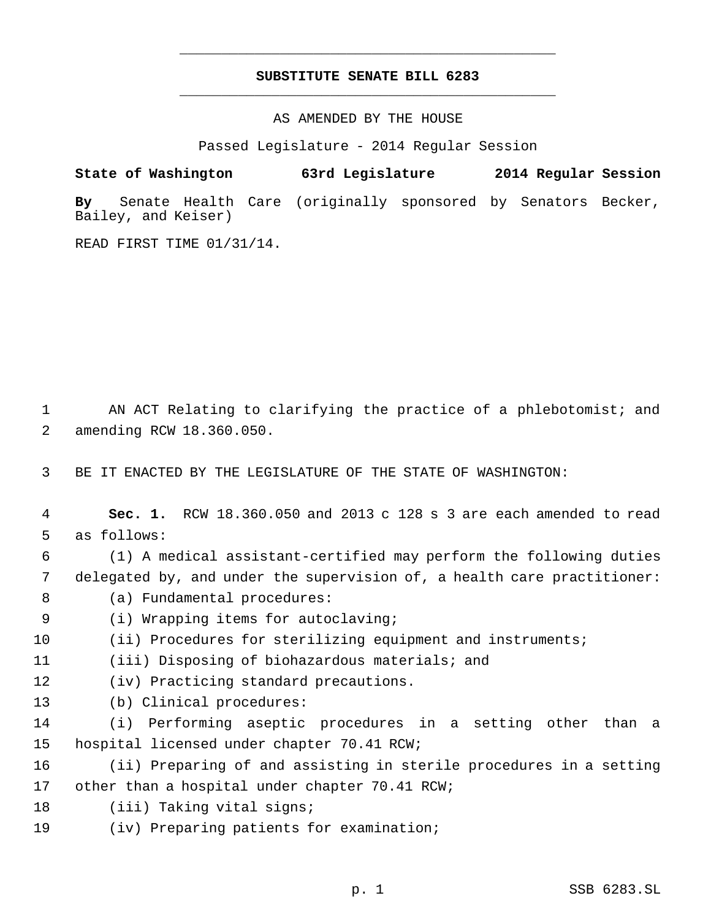# SUBSTITUTE SENATE BILL 6283

AS AMENDED BY THE HOUSE

Passed Legislature - 2014 Regular Session

**State of Washington 63rd Legislature 2014 Regular Session**

**By** Senate Health Care (originally sponsored by Senators Becker, Bailey, and Keiser)

READ FIRST TIME 01/31/14.

AN ACT Relating to clarifying the practice of a phlebotomist; and amending RCW 18.360.050.

BE IT ENACTED BY THE LEGISLATURE OF THE STATE OF WASHINGTON:

**Sec. 1.** RCW 18.360.050 and 2013 c 128 s 3 are each amended to read as follows:

(1) A medical assistant-certified may perform the following duties delegated by, and under the supervision of, a health care practitioner:

(a) Fundamental procedures:

(i) Wrapping items for autoclaving;

(ii) Procedures for sterilizing equipment and instruments;

(iii) Disposing of biohazardous materials; and

(iv) Practicing standard precautions.

(b) Clinical procedures:

(i) Performing aseptic procedures in a setting other than a hospital licensed under chapter 70.41 RCW;

(ii) Preparing of and assisting in sterile procedures in a setting other than a hospital under chapter 70.41 RCW;

(iii) Taking vital signs;

(iv) Preparing patients for examination;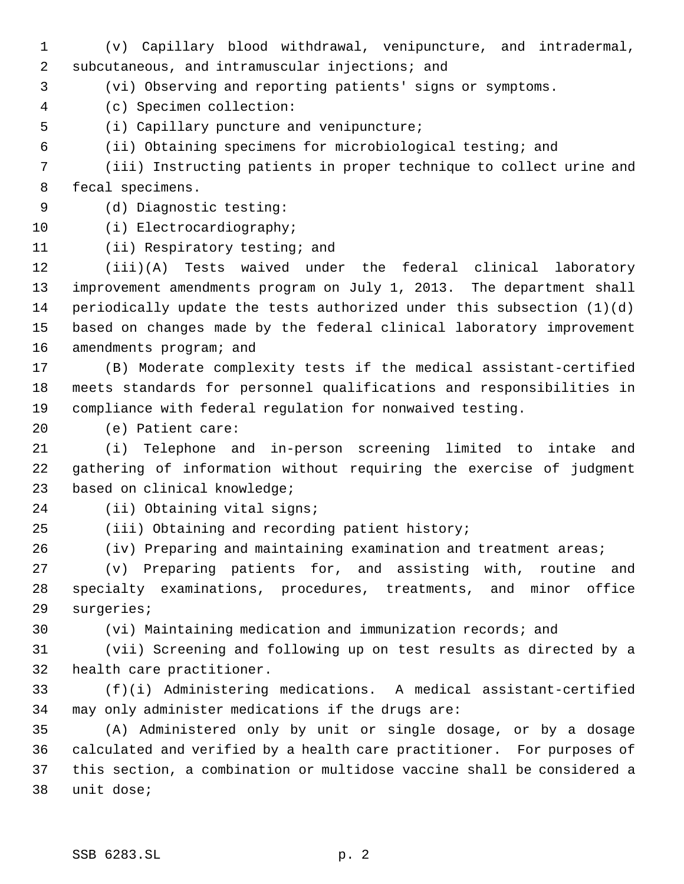(v) Capillary blood withdrawal, venipuncture, and intradermal, subcutaneous, and intramuscular injections; and

(vi) Observing and reporting patients' signs or symptoms.

(c) Specimen collection:

(i) Capillary puncture and venipuncture;

(ii) Obtaining specimens for microbiological testing; and

(iii) Instructing patients in proper technique to collect urine and fecal specimens.

(d) Diagnostic testing:

(i) Electrocardiography;

(ii) Respiratory testing; and

(iii)(A) Tests waived under the federal clinical laboratory improvement amendments program on July 1, 2013. The department shall periodically update the tests authorized under this subsection (1)(d) based on changes made by the federal clinical laboratory improvement amendments program; and

(B) Moderate complexity tests if the medical assistant-certified meets standards for personnel qualifications and responsibilities in compliance with federal regulation for nonwaived testing.

(e) Patient care:

(i) Telephone and in-person screening limited to intake and gathering of information without requiring the exercise of judgment based on clinical knowledge;

(ii) Obtaining vital signs;

(iii) Obtaining and recording patient history;

(iv) Preparing and maintaining examination and treatment areas;

(v) Preparing patients for, and assisting with, routine and specialty examinations, procedures, treatments, and minor office surgeries;

(vi) Maintaining medication and immunization records; and

(vii) Screening and following up on test results as directed by a health care practitioner.

(f)(i) Administering medications. A medical assistant-certified may only administer medications if the drugs are:

(A) Administered only by unit or single dosage, or by a dosage calculated and verified by a health care practitioner. For purposes of this section, a combination or multidose vaccine shall be considered a unit dose;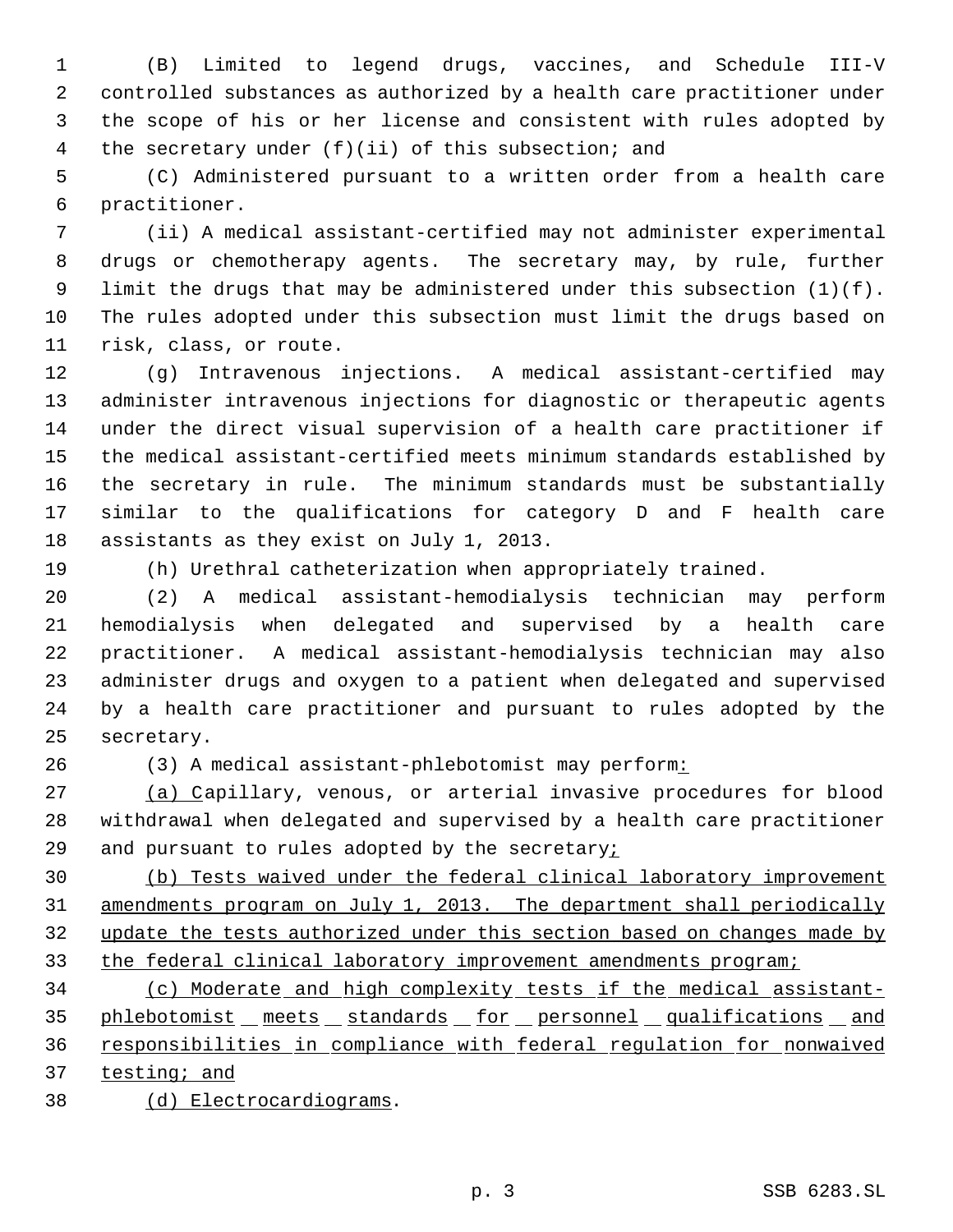(B) Limited to legend drugs, vaccines, and Schedule III-V controlled substances as authorized by a health care practitioner under the scope of his or her license and consistent with rules adopted by the secretary under (f)(ii) of this subsection; and

(C) Administered pursuant to a written order from a health care practitioner.

(ii) A medical assistant-certified may not administer experimental drugs or chemotherapy agents. The secretary may, by rule, further limit the drugs that may be administered under this subsection (1)(f). The rules adopted under this subsection must limit the drugs based on risk, class, or route.

(g) Intravenous injections. A medical assistant-certified may administer intravenous injections for diagnostic or therapeutic agents under the direct visual supervision of a health care practitioner if the medical assistant-certified meets minimum standards established by the secretary in rule. The minimum standards must be substantially similar to the qualifications for category D and F health care assistants as they exist on July 1, 2013.

(h) Urethral catheterization when appropriately trained.

(2) A medical assistant-hemodialysis technician may perform hemodialysis when delegated and supervised by a health care practitioner. A medical assistant-hemodialysis technician may also administer drugs and oxygen to a patient when delegated and supervised by a health care practitioner and pursuant to rules adopted by the secretary.

(3) A medical assistant-phlebotomist may perform<u>:</u>

<u>(a) C</u>apillary, venous, or arterial invasive procedures for blood withdrawal when delegated and supervised by a health care practitioner and pursuant to rules adopted by the secretary<u>;</u>

<u>(b) Tests waived under the federal clinical laboratory improvement amendments program on July 1, 2013. The department shall periodically update the tests authorized under this section based on changes made by the federal clinical laboratory improvement amendments program;</u>

<u>(c) Moderate and high complexity tests if the medical assistant-phlebotomist meets standards for personnel qualifications and responsibilities in compliance with federal regulation for nonwaived testing; and</u>

<u>(d) Electrocardiograms</u>.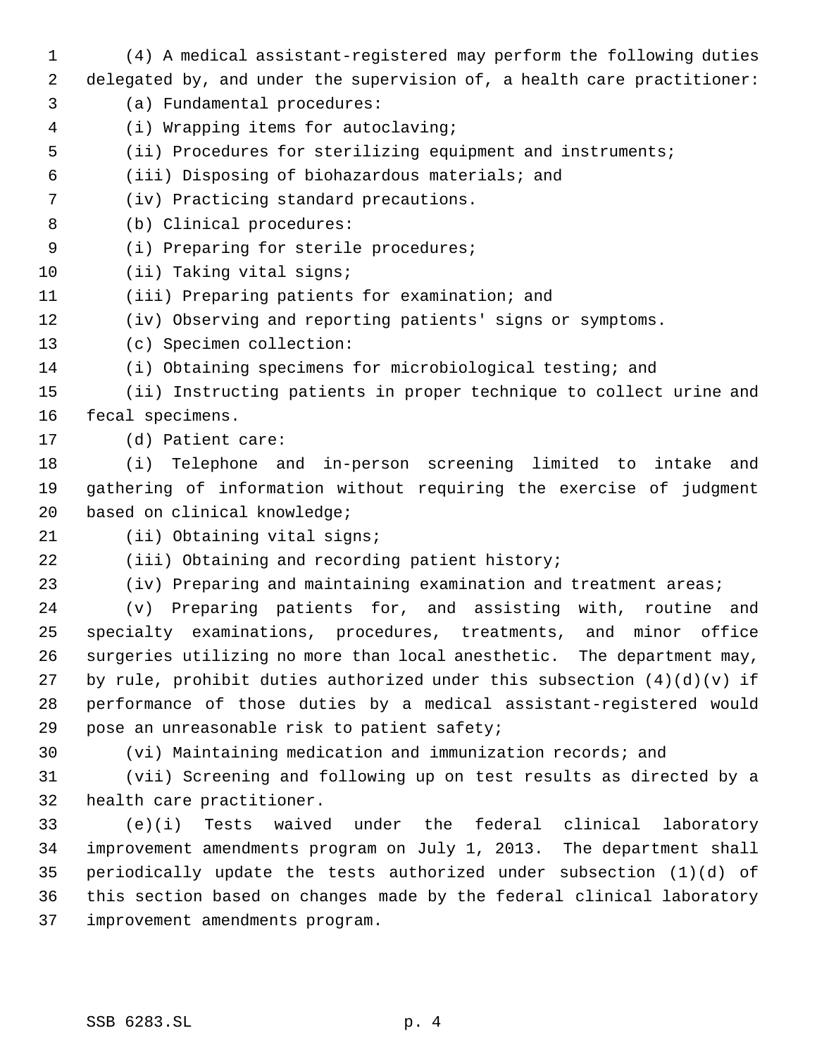(4) A medical assistant-registered may perform the following duties delegated by, and under the supervision of, a health care practitioner:

(a) Fundamental procedures:

(i) Wrapping items for autoclaving;

(ii) Procedures for sterilizing equipment and instruments;

(iii) Disposing of biohazardous materials; and

(iv) Practicing standard precautions.

(b) Clinical procedures:

(i) Preparing for sterile procedures;

(ii) Taking vital signs;

(iii) Preparing patients for examination; and

(iv) Observing and reporting patients' signs or symptoms.

(c) Specimen collection:

(i) Obtaining specimens for microbiological testing; and

(ii) Instructing patients in proper technique to collect urine and fecal specimens.

(d) Patient care:

(i) Telephone and in-person screening limited to intake and gathering of information without requiring the exercise of judgment based on clinical knowledge;

(ii) Obtaining vital signs;

(iii) Obtaining and recording patient history;

(iv) Preparing and maintaining examination and treatment areas;

(v) Preparing patients for, and assisting with, routine and specialty examinations, procedures, treatments, and minor office surgeries utilizing no more than local anesthetic. The department may, by rule, prohibit duties authorized under this subsection (4)(d)(v) if performance of those duties by a medical assistant-registered would pose an unreasonable risk to patient safety;

(vi) Maintaining medication and immunization records; and

(vii) Screening and following up on test results as directed by a health care practitioner.

(e)(i) Tests waived under the federal clinical laboratory improvement amendments program on July 1, 2013. The department shall periodically update the tests authorized under subsection (1)(d) of this section based on changes made by the federal clinical laboratory improvement amendments program.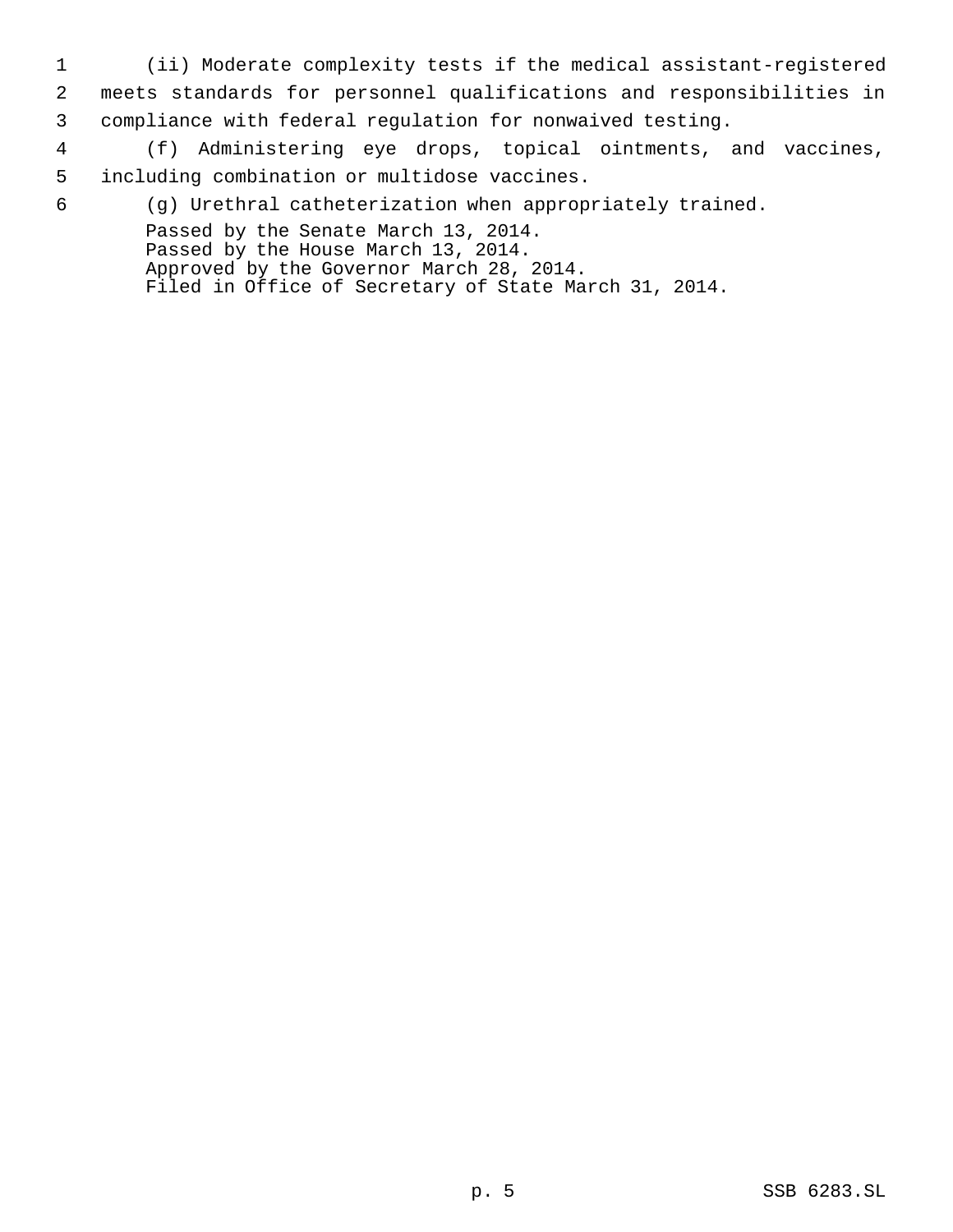(ii) Moderate complexity tests if the medical assistant-registered meets standards for personnel qualifications and responsibilities in compliance with federal regulation for nonwaived testing.

(f) Administering eye drops, topical ointments, and vaccines, including combination or multidose vaccines.

(g) Urethral catheterization when appropriately trained.

Passed by the Senate March 13, 2014.
Passed by the House March 13, 2014.
Approved by the Governor March 28, 2014.
Filed in Office of Secretary of State March 31, 2014.